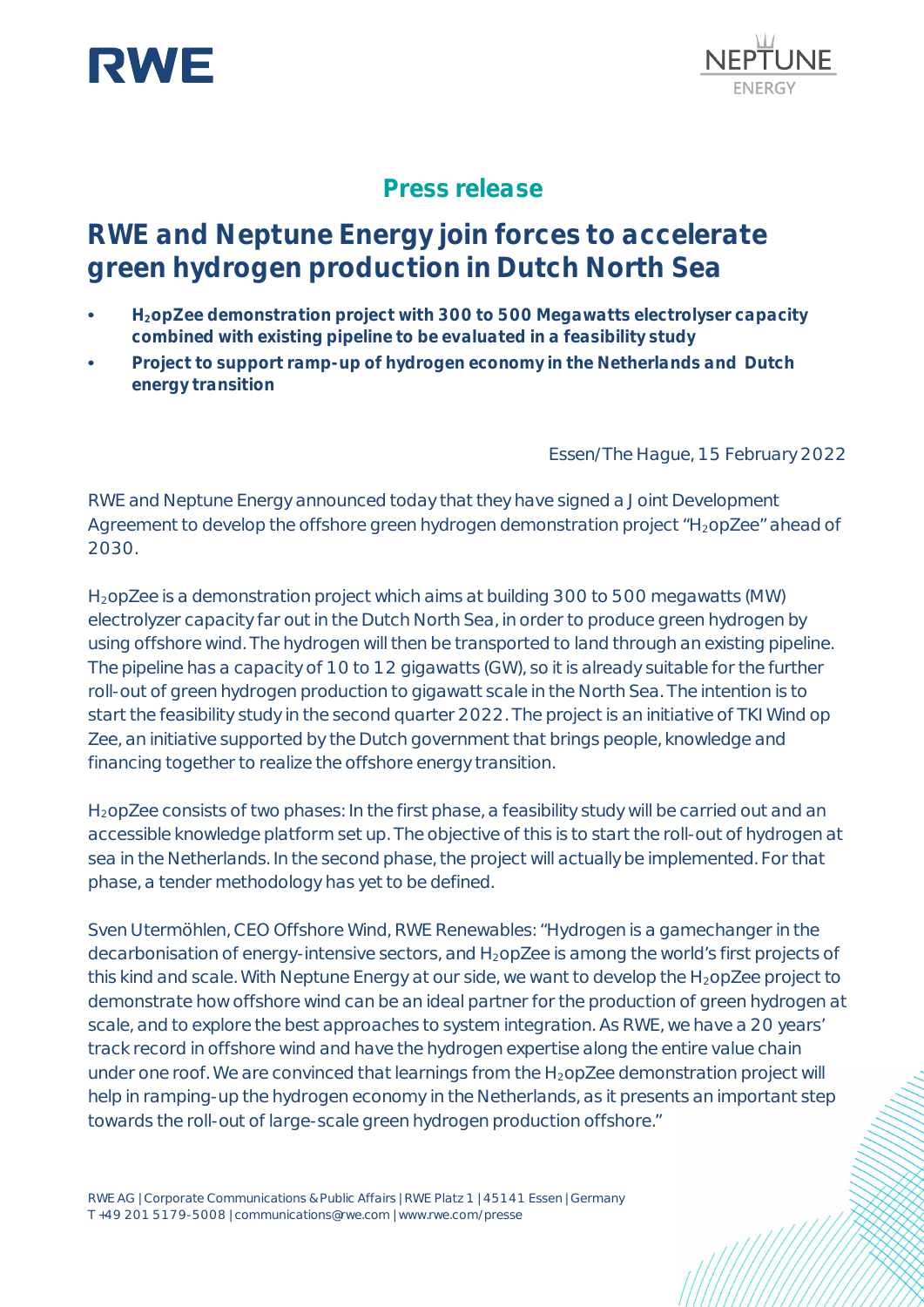RWE

NEPTUNE ENERGY

## Press release

# RWE and Neptune Energy join forces to accelerate green hydrogen production in Dutch North Sea

- **$H_2$opZee demonstration project with 300 to 500 Megawatts electrolyser capacity combined with existing pipeline to be evaluated in a feasibility study**
- **Project to support ramp-up of hydrogen economy in the Netherlands and Dutch energy transition**

Essen/The Hague, 15 February 2022

RWE and Neptune Energy announced today that they have signed a Joint Development Agreement to develop the offshore green hydrogen demonstration project "$H_2$opZee" ahead of 2030.

$H_2$opZee is a demonstration project which aims at building 300 to 500 megawatts (MW) electrolyzer capacity far out in the Dutch North Sea, in order to produce green hydrogen by using offshore wind. The hydrogen will then be transported to land through an existing pipeline. The pipeline has a capacity of 10 to 12 gigawatts (GW), so it is already suitable for the further roll-out of green hydrogen production to gigawatt scale in the North Sea. The intention is to start the feasibility study in the second quarter 2022. The project is an initiative of TKI Wind op Zee, an initiative supported by the Dutch government that brings people, knowledge and financing together to realize the offshore energy transition.

$H_2$opZee consists of two phases: In the first phase, a feasibility study will be carried out and an accessible knowledge platform set up. The objective of this is to start the roll-out of hydrogen at sea in the Netherlands. In the second phase, the project will actually be implemented. For that phase, a tender methodology has yet to be defined.

Sven Utermöhlen, CEO Offshore Wind, RWE Renewables: "Hydrogen is a gamechanger in the decarbonisation of energy-intensive sectors, and $H_2$opZee is among the world's first projects of this kind and scale. With Neptune Energy at our side, we want to develop the $H_2$opZee project to demonstrate how offshore wind can be an ideal partner for the production of green hydrogen at scale, and to explore the best approaches to system integration. As RWE, we have a 20 years' track record in offshore wind and have the hydrogen expertise along the entire value chain under one roof. We are convinced that learnings from the $H_2$opZee demonstration project will help in ramping-up the hydrogen economy in the Netherlands, as it presents an important step towards the roll-out of large-scale green hydrogen production offshore."

RWE AG | Corporate Communications & Public Affairs | RWE Platz 1 | 45141 Essen | Germany
T +49 201 5179-5008 | communications@rwe.com | www.rwe.com/presse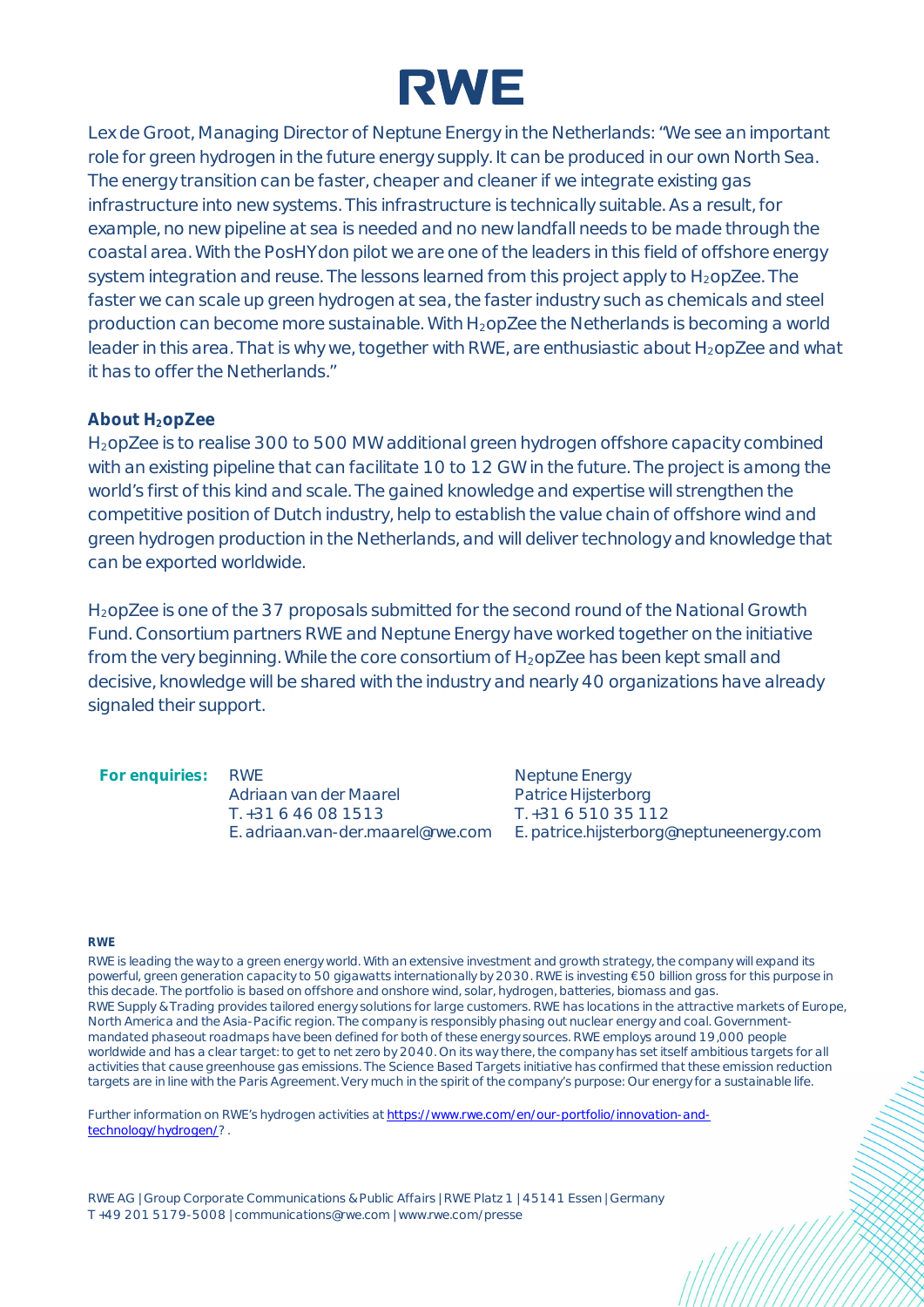Lex de Groot, Managing Director of Neptune Energy in the Netherlands: "We see an important role for green hydrogen in the future energy supply. It can be produced in our own North Sea. The energy transition can be faster, cheaper and cleaner if we integrate existing gas infrastructure into new systems. This infrastructure is technically suitable. As a result, for example, no new pipeline at sea is needed and no new landfall needs to be made through the coastal area. With the PosHYdon pilot we are one of the leaders in this field of offshore energy system integration and reuse. The lessons learned from this project apply to $H_2$opZee. The faster we can scale up green hydrogen at sea, the faster industry such as chemicals and steel production can become more sustainable. With $H_2$opZee the Netherlands is becoming a world leader in this area. That is why we, together with RWE, are enthusiastic about $H_2$opZee and what it has to offer the Netherlands."

**About $H_2$opZee**

$H_2$opZee is to realise 300 to 500 MW additional green hydrogen offshore capacity combined with an existing pipeline that can facilitate 10 to 12 GW in the future. The project is among the world's first of this kind and scale. The gained knowledge and expertise will strengthen the competitive position of Dutch industry, help to establish the value chain of offshore wind and green hydrogen production in the Netherlands, and will deliver technology and knowledge that can be exported worldwide.

$H_2$opZee is one of the 37 proposals submitted for the second round of the National Growth Fund. Consortium partners RWE and Neptune Energy have worked together on the initiative from the very beginning. While the core consortium of $H_2$opZee has been kept small and decisive, knowledge will be shared with the industry and nearly 40 organizations have already signaled their support.

**For enquiries:**

RWE
Adriaan van der Maarel
T. +31 6 46 08 1513
E. adriaan.van-der.maarel@rwe.com

Neptune Energy
Patrice Hijsterborg
T. +31 6 510 35 112
E. patrice.hijsterborg@neptuneenergy.com

**RWE**

RWE is leading the way to a green energy world. With an extensive investment and growth strategy, the company will expand its powerful, green generation capacity to 50 gigawatts internationally by 2030. RWE is investing €50 billion gross for this purpose in this decade. The portfolio is based on offshore and onshore wind, solar, hydrogen, batteries, biomass and gas. RWE Supply & Trading provides tailored energy solutions for large customers. RWE has locations in the attractive markets of Europe, North America and the Asia-Pacific region. The company is responsibly phasing out nuclear energy and coal. Government-mandated phaseout roadmaps have been defined for both of these energy sources. RWE employs around 19,000 people worldwide and has a clear target: to get to net zero by 2040. On its way there, the company has set itself ambitious targets for all activities that cause greenhouse gas emissions. The Science Based Targets initiative has confirmed that these emission reduction targets are in line with the Paris Agreement. Very much in the spirit of the company's purpose: Our energy for a sustainable life.

Further information on RWE's hydrogen activities at https://www.rwe.com/en/our-portfolio/innovation-and-technology/hydrogen/? .

RWE AG | Group Corporate Communications & Public Affairs | RWE Platz 1 | 45141 Essen | Germany
T +49 201 5179-5008 | communications@rwe.com | www.rwe.com/presse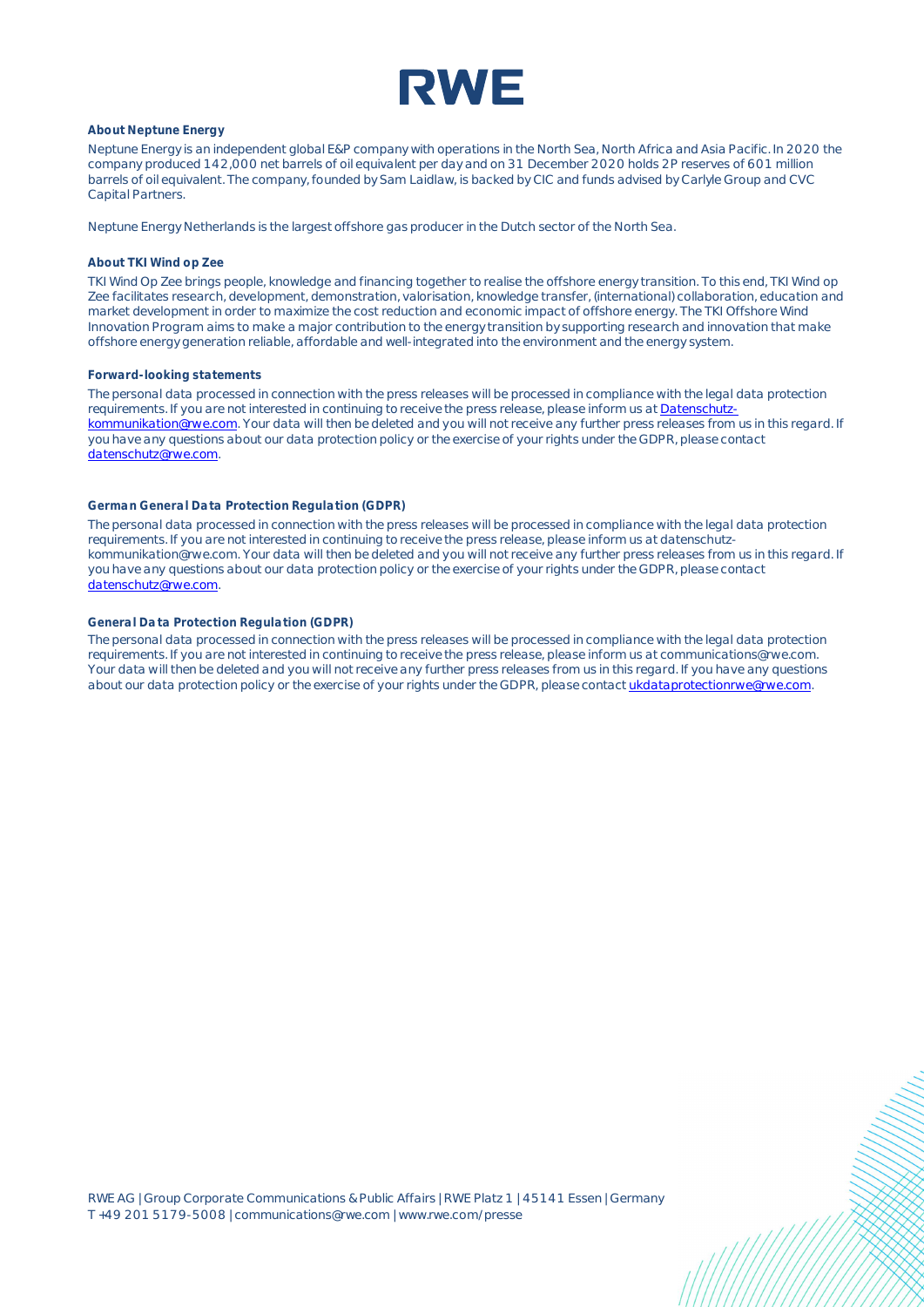**About Neptune Energy**

Neptune Energy is an independent global E&P company with operations in the North Sea, North Africa and Asia Pacific. In 2020 the company produced 142,000 net barrels of oil equivalent per day and on 31 December 2020 holds 2P reserves of 601 million barrels of oil equivalent. The company, founded by Sam Laidlaw, is backed by CIC and funds advised by Carlyle Group and CVC Capital Partners.

Neptune Energy Netherlands is the largest offshore gas producer in the Dutch sector of the North Sea.

**About TKI Wind op Zee**

TKI Wind Op Zee brings people, knowledge and financing together to realise the offshore energy transition. To this end, TKI Wind op Zee facilitates research, development, demonstration, valorisation, knowledge transfer, (international) collaboration, education and market development in order to maximize the cost reduction and economic impact of offshore energy. The TKI Offshore Wind Innovation Program aims to make a major contribution to the energy transition by supporting research and innovation that make offshore energy generation reliable, affordable and well-integrated into the environment and the energy system.

**Forward-looking statements**

The personal data processed in connection with the press releases will be processed in compliance with the legal data protection requirements. If you are not interested in continuing to receive the press release, please inform us at Datenschutz-kommunikation@rwe.com. Your data will then be deleted and you will not receive any further press releases from us in this regard. If you have any questions about our data protection policy or the exercise of your rights under the GDPR, please contact datenschutz@rwe.com.

**German General Data Protection Regulation (GDPR)**

The personal data processed in connection with the press releases will be processed in compliance with the legal data protection requirements. If you are not interested in continuing to receive the press release, please inform us at datenschutz-kommunikation@rwe.com. Your data will then be deleted and you will not receive any further press releases from us in this regard. If you have any questions about our data protection policy or the exercise of your rights under the GDPR, please contact datenschutz@rwe.com.

**General Data Protection Regulation (GDPR)**

The personal data processed in connection with the press releases will be processed in compliance with the legal data protection requirements. If you are not interested in continuing to receive the press release, please inform us at communications@rwe.com. Your data will then be deleted and you will not receive any further press releases from us in this regard. If you have any questions about our data protection policy or the exercise of your rights under the GDPR, please contact ukdataprotectionrwe@rwe.com.